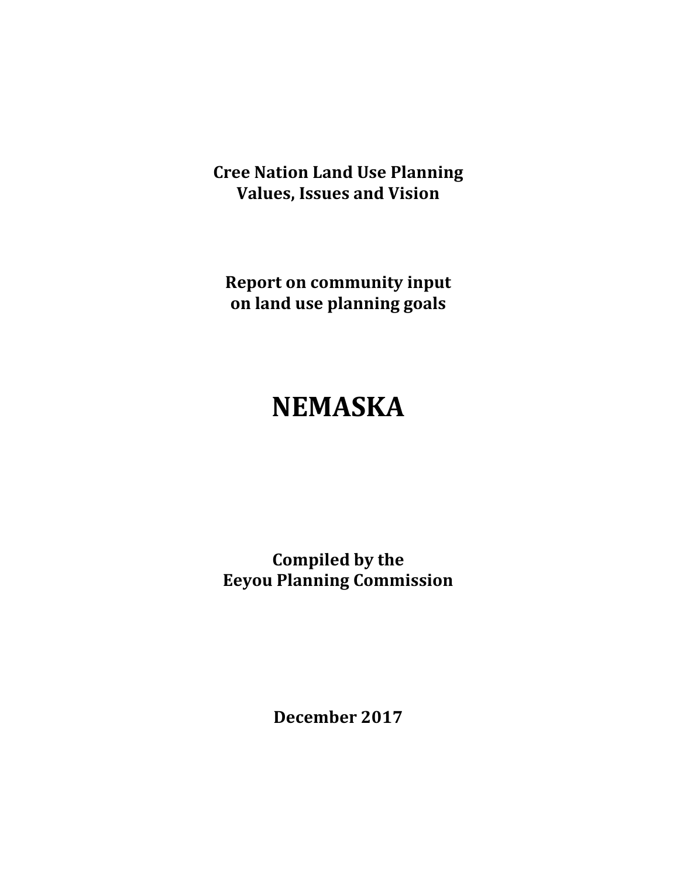**Cree Nation Land Use Planning**
**Values, Issues and Vision**

**Report on community input**
**on land use planning goals**

# NEMASKA

**Compiled by the**
**Eeyou Planning Commission**

**December 2017**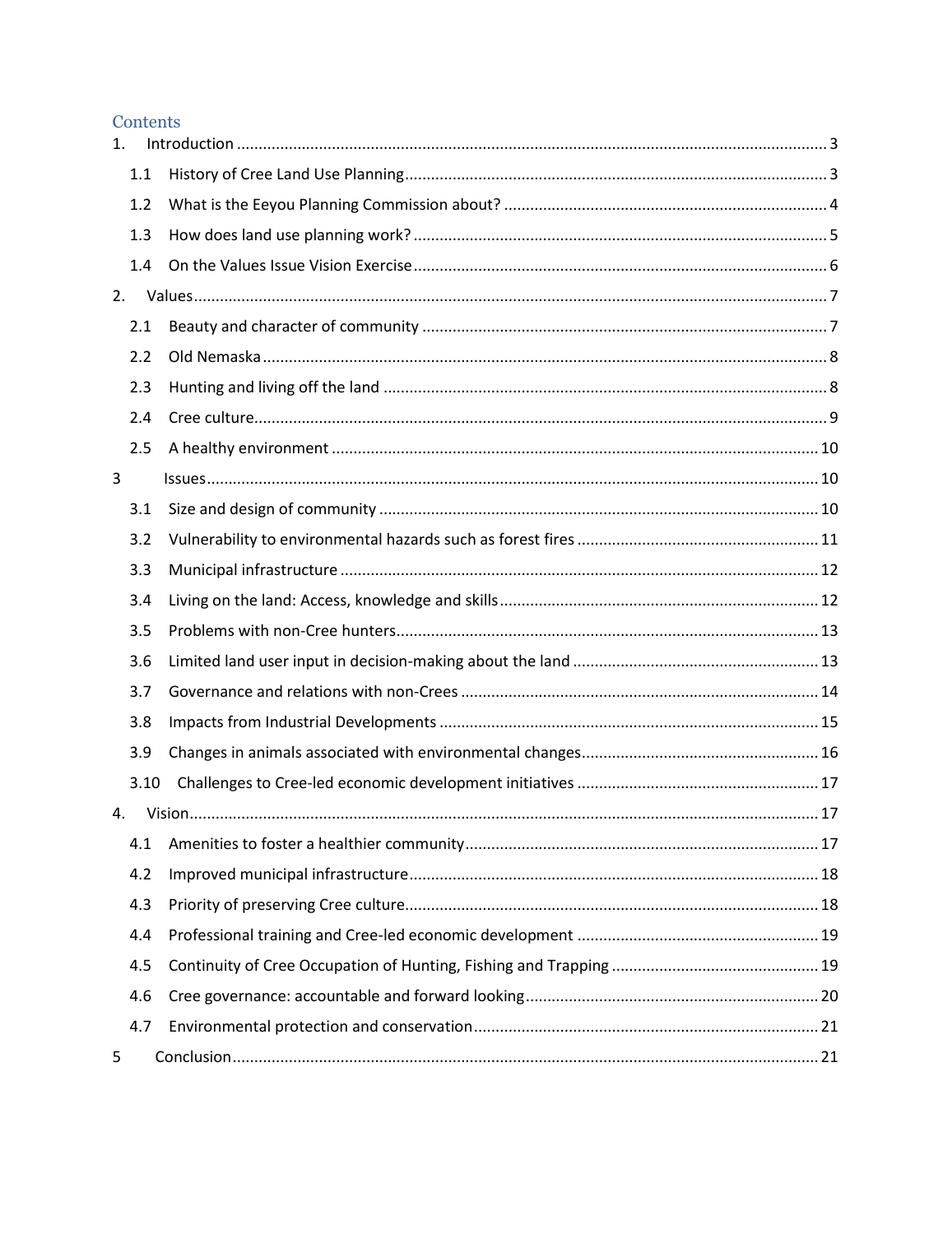# Contents

1. Introduction ..... 3
   - 1.1 History of Cree Land Use Planning ..... 3
   - 1.2 What is the Eeyou Planning Commission about? ..... 4
   - 1.3 How does land use planning work? ..... 5
   - 1.4 On the Values Issue Vision Exercise ..... 6
2. Values ..... 7
   - 2.1 Beauty and character of community ..... 7
   - 2.2 Old Nemaska ..... 8
   - 2.3 Hunting and living off the land ..... 8
   - 2.4 Cree culture ..... 9
   - 2.5 A healthy environment ..... 10
3. Issues ..... 10
   - 3.1 Size and design of community ..... 10
   - 3.2 Vulnerability to environmental hazards such as forest fires ..... 11
   - 3.3 Municipal infrastructure ..... 12
   - 3.4 Living on the land: Access, knowledge and skills ..... 12
   - 3.5 Problems with non-Cree hunters ..... 13
   - 3.6 Limited land user input in decision-making about the land ..... 13
   - 3.7 Governance and relations with non-Crees ..... 14
   - 3.8 Impacts from Industrial Developments ..... 15
   - 3.9 Changes in animals associated with environmental changes ..... 16
   - 3.10 Challenges to Cree-led economic development initiatives ..... 17
4. Vision ..... 17
   - 4.1 Amenities to foster a healthier community ..... 17
   - 4.2 Improved municipal infrastructure ..... 18
   - 4.3 Priority of preserving Cree culture ..... 18
   - 4.4 Professional training and Cree-led economic development ..... 19
   - 4.5 Continuity of Cree Occupation of Hunting, Fishing and Trapping ..... 19
   - 4.6 Cree governance: accountable and forward looking ..... 20
   - 4.7 Environmental protection and conservation ..... 21
5. Conclusion ..... 21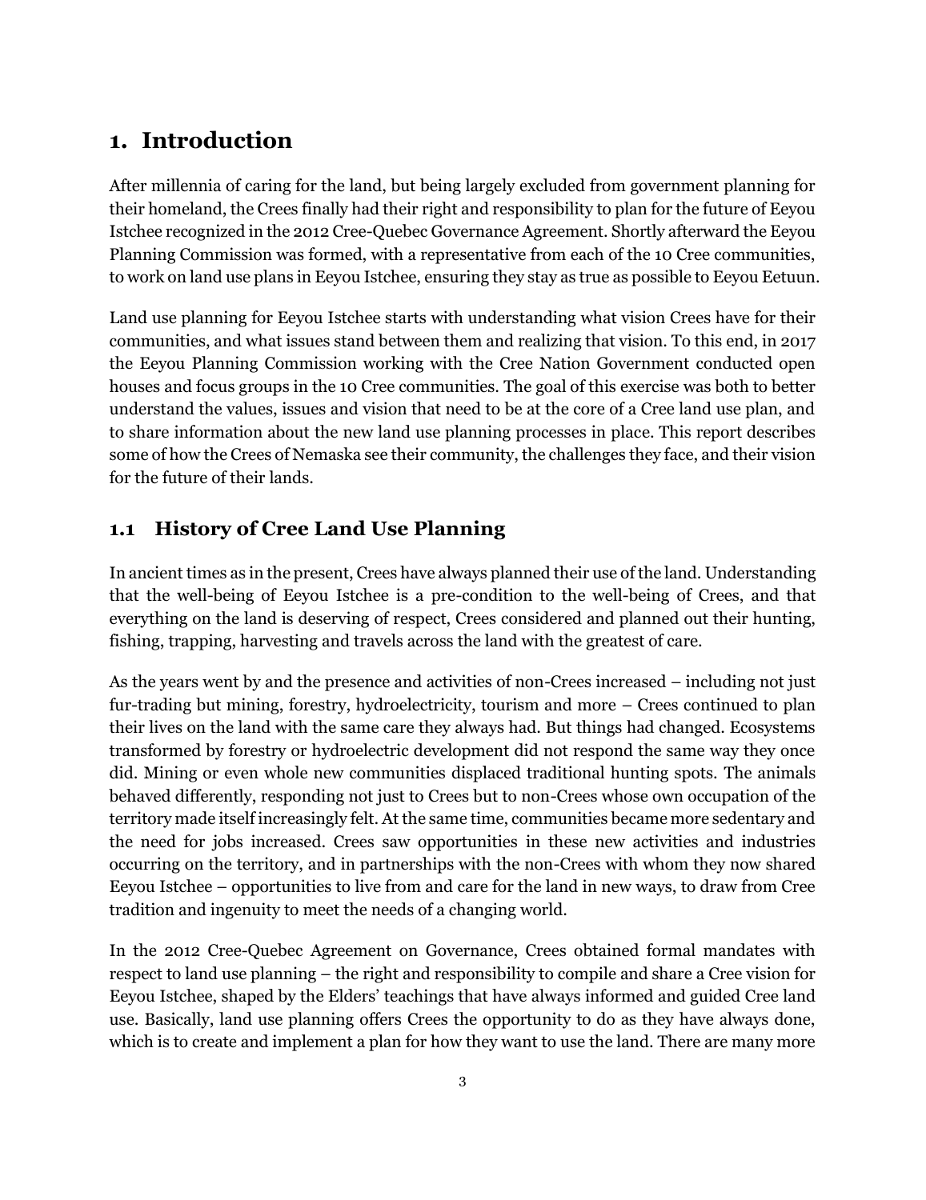# 1. Introduction

After millennia of caring for the land, but being largely excluded from government planning for their homeland, the Crees finally had their right and responsibility to plan for the future of Eeyou Istchee recognized in the 2012 Cree-Quebec Governance Agreement. Shortly afterward the Eeyou Planning Commission was formed, with a representative from each of the 10 Cree communities, to work on land use plans in Eeyou Istchee, ensuring they stay as true as possible to Eeyou Eetuun.

Land use planning for Eeyou Istchee starts with understanding what vision Crees have for their communities, and what issues stand between them and realizing that vision. To this end, in 2017 the Eeyou Planning Commission working with the Cree Nation Government conducted open houses and focus groups in the 10 Cree communities. The goal of this exercise was both to better understand the values, issues and vision that need to be at the core of a Cree land use plan, and to share information about the new land use planning processes in place. This report describes some of how the Crees of Nemaska see their community, the challenges they face, and their vision for the future of their lands.

## 1.1 History of Cree Land Use Planning

In ancient times as in the present, Crees have always planned their use of the land. Understanding that the well-being of Eeyou Istchee is a pre-condition to the well-being of Crees, and that everything on the land is deserving of respect, Crees considered and planned out their hunting, fishing, trapping, harvesting and travels across the land with the greatest of care.

As the years went by and the presence and activities of non-Crees increased – including not just fur-trading but mining, forestry, hydroelectricity, tourism and more – Crees continued to plan their lives on the land with the same care they always had. But things had changed. Ecosystems transformed by forestry or hydroelectric development did not respond the same way they once did. Mining or even whole new communities displaced traditional hunting spots. The animals behaved differently, responding not just to Crees but to non-Crees whose own occupation of the territory made itself increasingly felt. At the same time, communities became more sedentary and the need for jobs increased. Crees saw opportunities in these new activities and industries occurring on the territory, and in partnerships with the non-Crees with whom they now shared Eeyou Istchee – opportunities to live from and care for the land in new ways, to draw from Cree tradition and ingenuity to meet the needs of a changing world.

In the 2012 Cree-Quebec Agreement on Governance, Crees obtained formal mandates with respect to land use planning – the right and responsibility to compile and share a Cree vision for Eeyou Istchee, shaped by the Elders' teachings that have always informed and guided Cree land use. Basically, land use planning offers Crees the opportunity to do as they have always done, which is to create and implement a plan for how they want to use the land. There are many more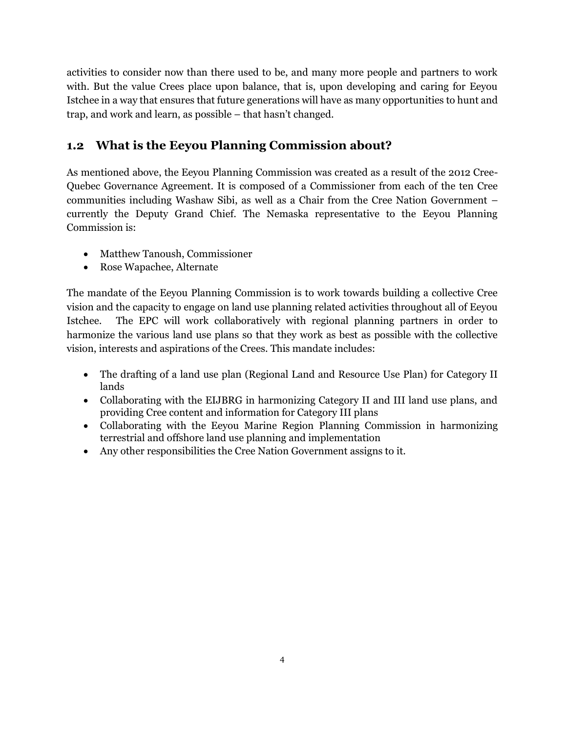activities to consider now than there used to be, and many more people and partners to work with. But the value Crees place upon balance, that is, upon developing and caring for Eeyou Istchee in a way that ensures that future generations will have as many opportunities to hunt and trap, and work and learn, as possible – that hasn't changed.

## 1.2 What is the Eeyou Planning Commission about?

As mentioned above, the Eeyou Planning Commission was created as a result of the 2012 Cree-Quebec Governance Agreement. It is composed of a Commissioner from each of the ten Cree communities including Washaw Sibi, as well as a Chair from the Cree Nation Government – currently the Deputy Grand Chief. The Nemaska representative to the Eeyou Planning Commission is:

- Matthew Tanoush, Commissioner
- Rose Wapachee, Alternate

The mandate of the Eeyou Planning Commission is to work towards building a collective Cree vision and the capacity to engage on land use planning related activities throughout all of Eeyou Istchee. The EPC will work collaboratively with regional planning partners in order to harmonize the various land use plans so that they work as best as possible with the collective vision, interests and aspirations of the Crees. This mandate includes:

- The drafting of a land use plan (Regional Land and Resource Use Plan) for Category II lands
- Collaborating with the EIJBRG in harmonizing Category II and III land use plans, and providing Cree content and information for Category III plans
- Collaborating with the Eeyou Marine Region Planning Commission in harmonizing terrestrial and offshore land use planning and implementation
- Any other responsibilities the Cree Nation Government assigns to it.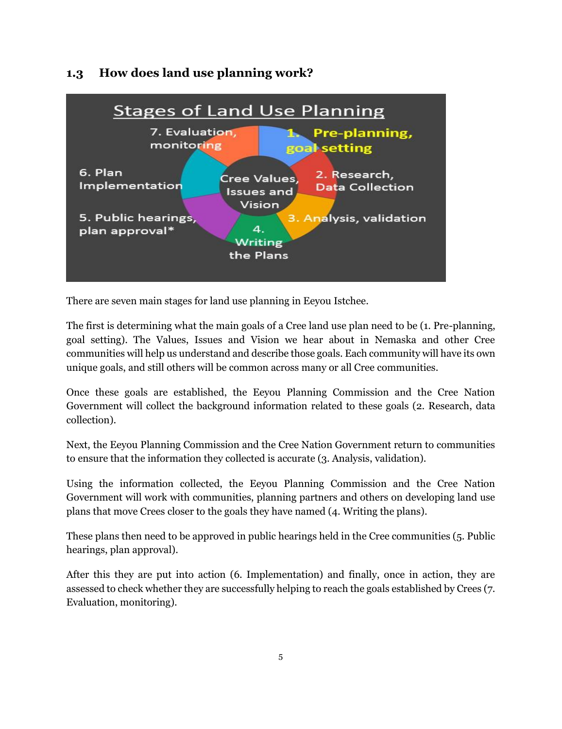## 1.3 How does land use planning work?

**Stages of Land Use Planning**

Cree Values, Issues and Vision

1. Pre-planning, goal setting
2. Research, Data Collection
3. Analysis, validation
4. Writing the Plans
5. Public hearings, plan approval*
6. Plan Implementation
7. Evaluation, monitoring

There are seven main stages for land use planning in Eeyou Istchee.

The first is determining what the main goals of a Cree land use plan need to be (1. Pre-planning, goal setting). The Values, Issues and Vision we hear about in Nemaska and other Cree communities will help us understand and describe those goals. Each community will have its own unique goals, and still others will be common across many or all Cree communities.

Once these goals are established, the Eeyou Planning Commission and the Cree Nation Government will collect the background information related to these goals (2. Research, data collection).

Next, the Eeyou Planning Commission and the Cree Nation Government return to communities to ensure that the information they collected is accurate (3. Analysis, validation).

Using the information collected, the Eeyou Planning Commission and the Cree Nation Government will work with communities, planning partners and others on developing land use plans that move Crees closer to the goals they have named (4. Writing the plans).

These plans then need to be approved in public hearings held in the Cree communities (5. Public hearings, plan approval).

After this they are put into action (6. Implementation) and finally, once in action, they are assessed to check whether they are successfully helping to reach the goals established by Crees (7. Evaluation, monitoring).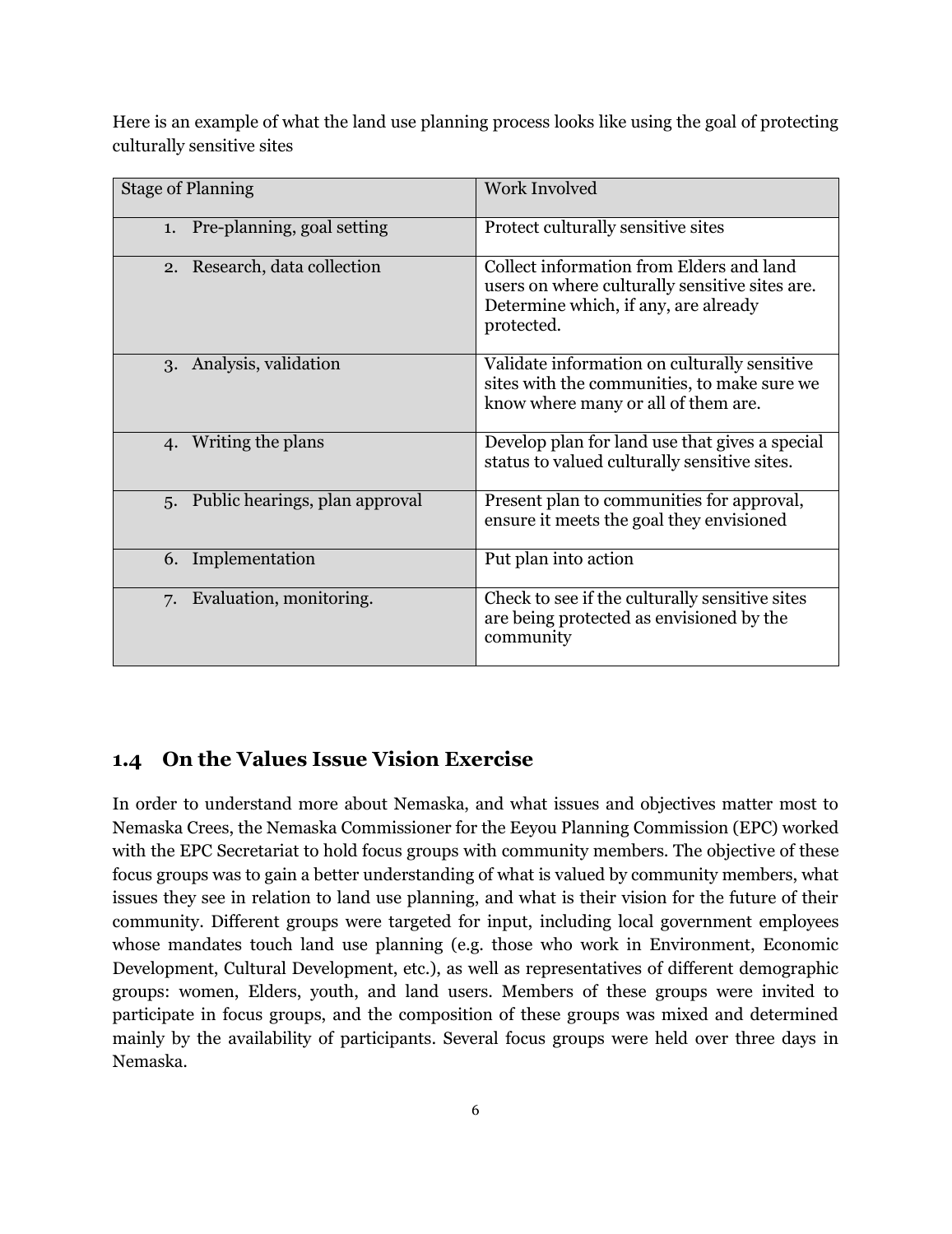Here is an example of what the land use planning process looks like using the goal of protecting culturally sensitive sites

| Stage of Planning | Work Involved |
|---|---|
| 1. Pre-planning, goal setting | Protect culturally sensitive sites |
| 2. Research, data collection | Collect information from Elders and land users on where culturally sensitive sites are. Determine which, if any, are already protected. |
| 3. Analysis, validation | Validate information on culturally sensitive sites with the communities, to make sure we know where many or all of them are. |
| 4. Writing the plans | Develop plan for land use that gives a special status to valued culturally sensitive sites. |
| 5. Public hearings, plan approval | Present plan to communities for approval, ensure it meets the goal they envisioned |
| 6. Implementation | Put plan into action |
| 7. Evaluation, monitoring. | Check to see if the culturally sensitive sites are being protected as envisioned by the community |

## 1.4 On the Values Issue Vision Exercise

In order to understand more about Nemaska, and what issues and objectives matter most to Nemaska Crees, the Nemaska Commissioner for the Eeyou Planning Commission (EPC) worked with the EPC Secretariat to hold focus groups with community members. The objective of these focus groups was to gain a better understanding of what is valued by community members, what issues they see in relation to land use planning, and what is their vision for the future of their community. Different groups were targeted for input, including local government employees whose mandates touch land use planning (e.g. those who work in Environment, Economic Development, Cultural Development, etc.), as well as representatives of different demographic groups: women, Elders, youth, and land users. Members of these groups were invited to participate in focus groups, and the composition of these groups was mixed and determined mainly by the availability of participants. Several focus groups were held over three days in Nemaska.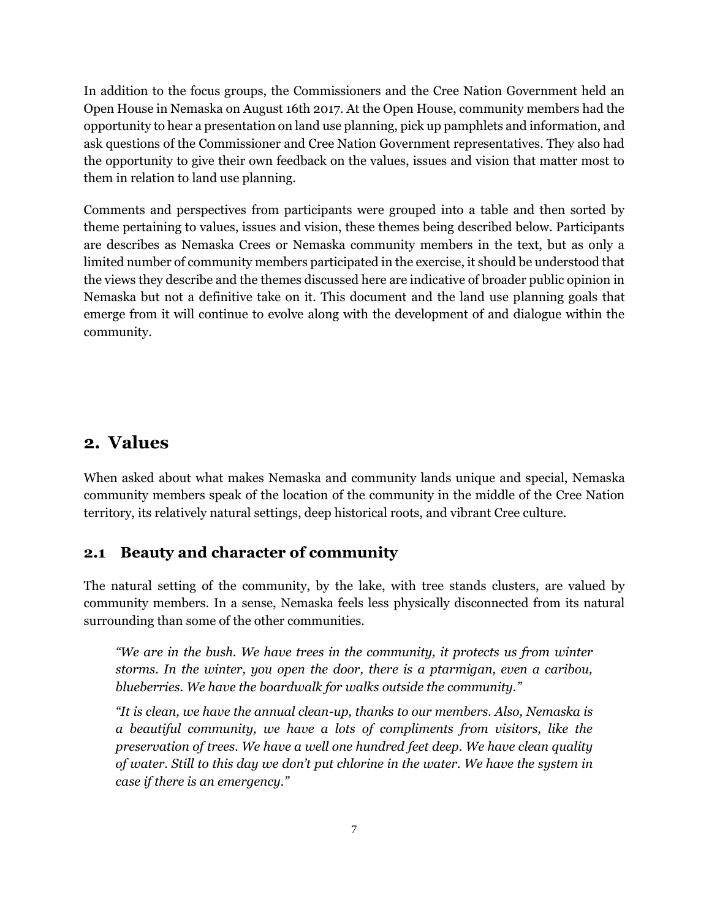In addition to the focus groups, the Commissioners and the Cree Nation Government held an Open House in Nemaska on August 16th 2017. At the Open House, community members had the opportunity to hear a presentation on land use planning, pick up pamphlets and information, and ask questions of the Commissioner and Cree Nation Government representatives. They also had the opportunity to give their own feedback on the values, issues and vision that matter most to them in relation to land use planning.

Comments and perspectives from participants were grouped into a table and then sorted by theme pertaining to values, issues and vision, these themes being described below. Participants are describes as Nemaska Crees or Nemaska community members in the text, but as only a limited number of community members participated in the exercise, it should be understood that the views they describe and the themes discussed here are indicative of broader public opinion in Nemaska but not a definitive take on it. This document and the land use planning goals that emerge from it will continue to evolve along with the development of and dialogue within the community.

## 2. Values

When asked about what makes Nemaska and community lands unique and special, Nemaska community members speak of the location of the community in the middle of the Cree Nation territory, its relatively natural settings, deep historical roots, and vibrant Cree culture.

### 2.1 Beauty and character of community

The natural setting of the community, by the lake, with tree stands clusters, are valued by community members. In a sense, Nemaska feels less physically disconnected from its natural surrounding than some of the other communities.

> *"We are in the bush. We have trees in the community, it protects us from winter storms. In the winter, you open the door, there is a ptarmigan, even a caribou, blueberries. We have the boardwalk for walks outside the community."*
>
> *"It is clean, we have the annual clean-up, thanks to our members. Also, Nemaska is a beautiful community, we have a lots of compliments from visitors, like the preservation of trees. We have a well one hundred feet deep. We have clean quality of water. Still to this day we don't put chlorine in the water. We have the system in case if there is an emergency."*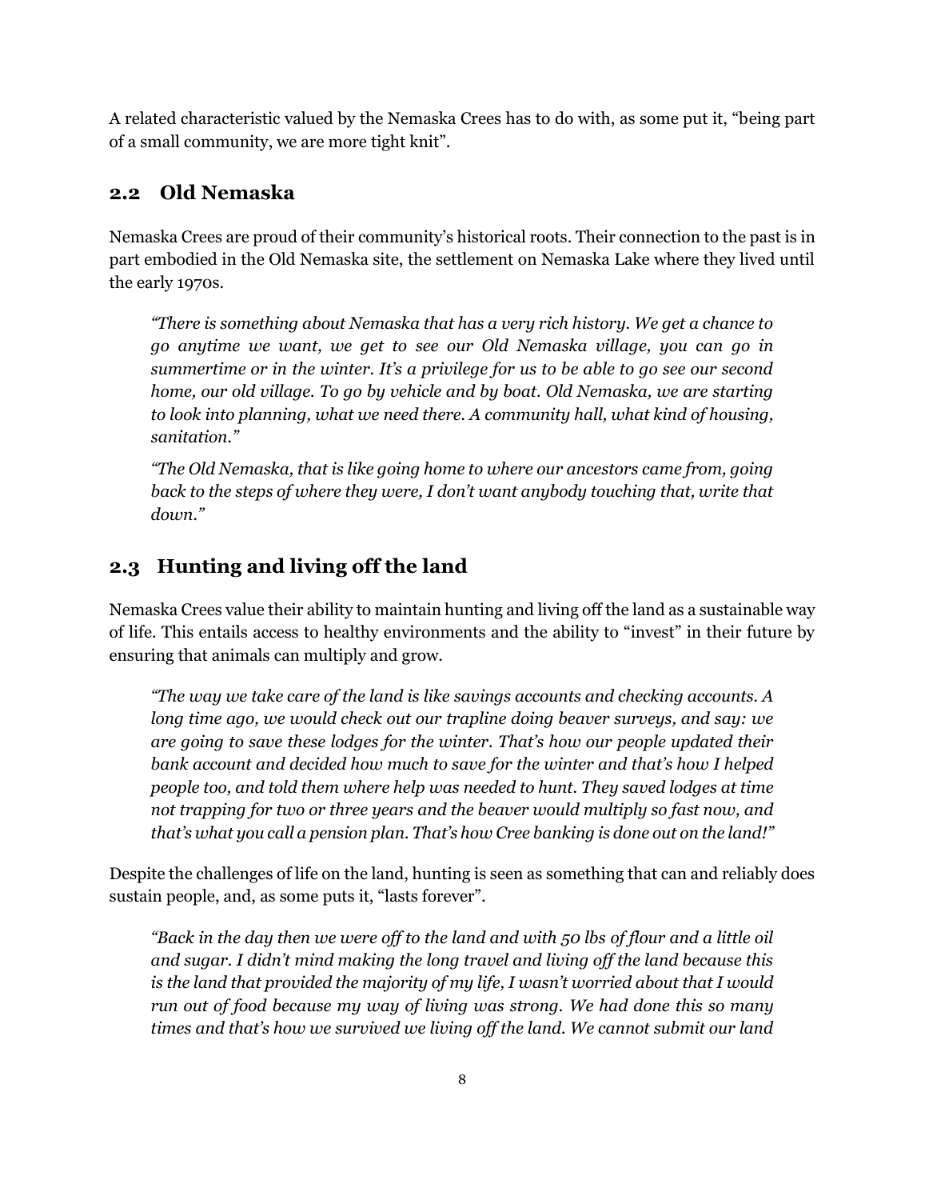A related characteristic valued by the Nemaska Crees has to do with, as some put it, “being part of a small community, we are more tight knit”.

## 2.2 Old Nemaska

Nemaska Crees are proud of their community’s historical roots. Their connection to the past is in part embodied in the Old Nemaska site, the settlement on Nemaska Lake where they lived until the early 1970s.

> *“There is something about Nemaska that has a very rich history. We get a chance to go anytime we want, we get to see our Old Nemaska village, you can go in summertime or in the winter. It’s a privilege for us to be able to go see our second home, our old village. To go by vehicle and by boat. Old Nemaska, we are starting to look into planning, what we need there. A community hall, what kind of housing, sanitation.”*
>
> *“The Old Nemaska, that is like going home to where our ancestors came from, going back to the steps of where they were, I don’t want anybody touching that, write that down.”*

## 2.3 Hunting and living off the land

Nemaska Crees value their ability to maintain hunting and living off the land as a sustainable way of life. This entails access to healthy environments and the ability to “invest” in their future by ensuring that animals can multiply and grow.

> *“The way we take care of the land is like savings accounts and checking accounts. A long time ago, we would check out our trapline doing beaver surveys, and say: we are going to save these lodges for the winter. That’s how our people updated their bank account and decided how much to save for the winter and that’s how I helped people too, and told them where help was needed to hunt. They saved lodges at time not trapping for two or three years and the beaver would multiply so fast now, and that’s what you call a pension plan. That’s how Cree banking is done out on the land!”*

Despite the challenges of life on the land, hunting is seen as something that can and reliably does sustain people, and, as some puts it, “lasts forever”.

> *“Back in the day then we were off to the land and with 50 lbs of flour and a little oil and sugar. I didn’t mind making the long travel and living off the land because this is the land that provided the majority of my life, I wasn’t worried about that I would run out of food because my way of living was strong. We had done this so many times and that’s how we survived we living off the land. We cannot submit our land*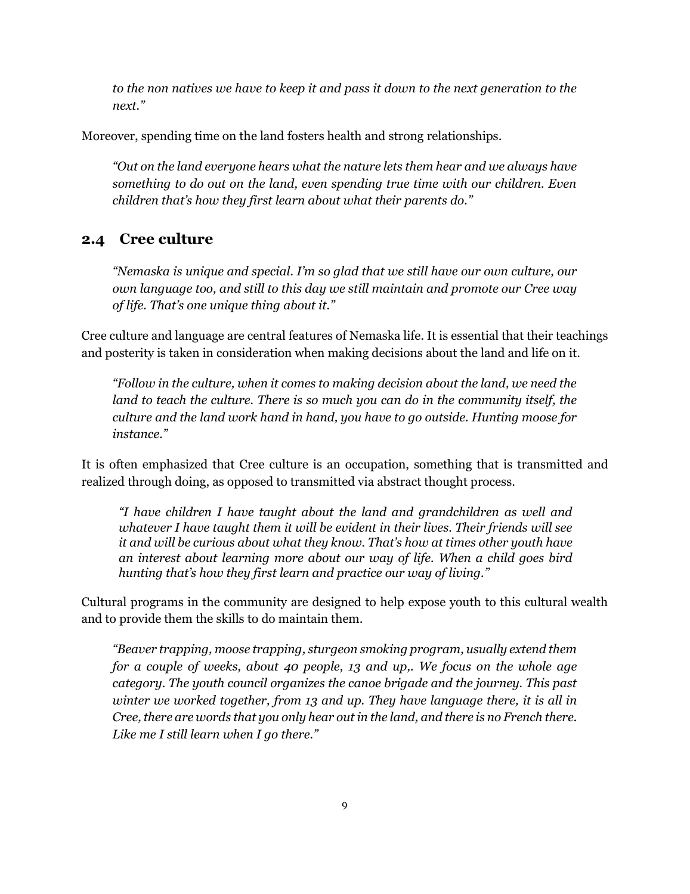*to the non natives we have to keep it and pass it down to the next generation to the next."*

Moreover, spending time on the land fosters health and strong relationships.

> *"Out on the land everyone hears what the nature lets them hear and we always have something to do out on the land, even spending true time with our children. Even children that's how they first learn about what their parents do."*

## 2.4 Cree culture

> *"Nemaska is unique and special. I'm so glad that we still have our own culture, our own language too, and still to this day we still maintain and promote our Cree way of life. That's one unique thing about it."*

Cree culture and language are central features of Nemaska life. It is essential that their teachings and posterity is taken in consideration when making decisions about the land and life on it.

> *"Follow in the culture, when it comes to making decision about the land, we need the land to teach the culture. There is so much you can do in the community itself, the culture and the land work hand in hand, you have to go outside. Hunting moose for instance."*

It is often emphasized that Cree culture is an occupation, something that is transmitted and realized through doing, as opposed to transmitted via abstract thought process.

> *"I have children I have taught about the land and grandchildren as well and whatever I have taught them it will be evident in their lives. Their friends will see it and will be curious about what they know. That's how at times other youth have an interest about learning more about our way of life. When a child goes bird hunting that's how they first learn and practice our way of living."*

Cultural programs in the community are designed to help expose youth to this cultural wealth and to provide them the skills to do maintain them.

> *"Beaver trapping, moose trapping, sturgeon smoking program, usually extend them for a couple of weeks, about 40 people, 13 and up,. We focus on the whole age category. The youth council organizes the canoe brigade and the journey. This past winter we worked together, from 13 and up. They have language there, it is all in Cree, there are words that you only hear out in the land, and there is no French there. Like me I still learn when I go there."*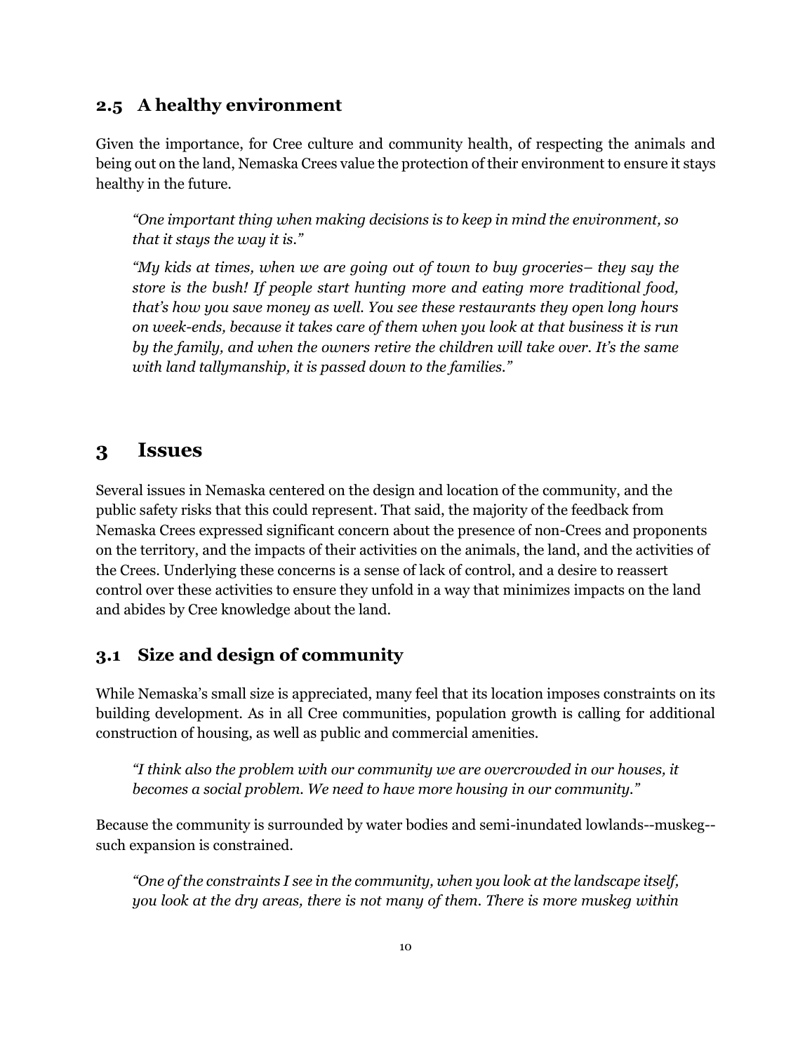### 2.5 A healthy environment

Given the importance, for Cree culture and community health, of respecting the animals and being out on the land, Nemaska Crees value the protection of their environment to ensure it stays healthy in the future.

> *"One important thing when making decisions is to keep in mind the environment, so that it stays the way it is."*
>
> *"My kids at times, when we are going out of town to buy groceries– they say the store is the bush! If people start hunting more and eating more traditional food, that's how you save money as well. You see these restaurants they open long hours on week-ends, because it takes care of them when you look at that business it is run by the family, and when the owners retire the children will take over. It's the same with land tallymanship, it is passed down to the families."*

## 3 Issues

Several issues in Nemaska centered on the design and location of the community, and the public safety risks that this could represent. That said, the majority of the feedback from Nemaska Crees expressed significant concern about the presence of non-Crees and proponents on the territory, and the impacts of their activities on the animals, the land, and the activities of the Crees. Underlying these concerns is a sense of lack of control, and a desire to reassert control over these activities to ensure they unfold in a way that minimizes impacts on the land and abides by Cree knowledge about the land.

### 3.1 Size and design of community

While Nemaska's small size is appreciated, many feel that its location imposes constraints on its building development. As in all Cree communities, population growth is calling for additional construction of housing, as well as public and commercial amenities.

> *"I think also the problem with our community we are overcrowded in our houses, it becomes a social problem. We need to have more housing in our community."*

Because the community is surrounded by water bodies and semi-inundated lowlands--muskeg--such expansion is constrained.

> *"One of the constraints I see in the community, when you look at the landscape itself, you look at the dry areas, there is not many of them. There is more muskeg within*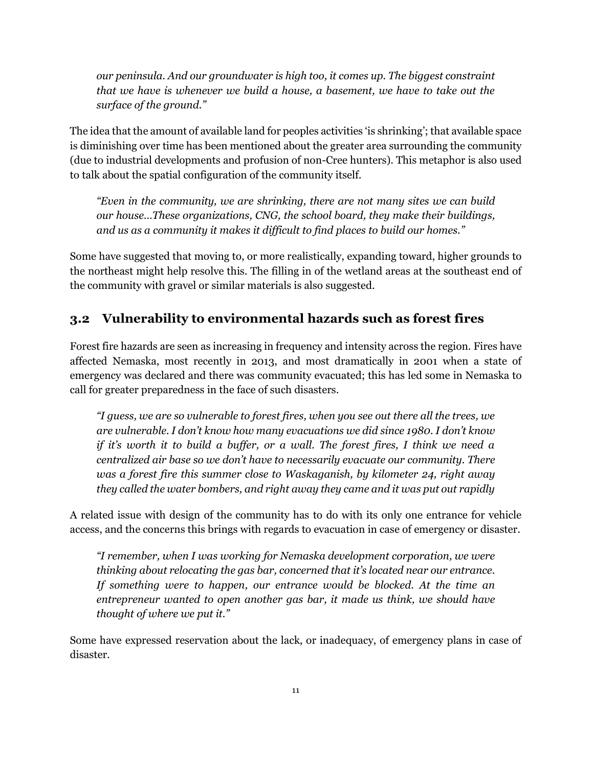*our peninsula. And our groundwater is high too, it comes up. The biggest constraint that we have is whenever we build a house, a basement, we have to take out the surface of the ground."*

The idea that the amount of available land for peoples activities 'is shrinking'; that available space is diminishing over time has been mentioned about the greater area surrounding the community (due to industrial developments and profusion of non-Cree hunters). This metaphor is also used to talk about the spatial configuration of the community itself.

*"Even in the community, we are shrinking, there are not many sites we can build our house…These organizations, CNG, the school board, they make their buildings, and us as a community it makes it difficult to find places to build our homes."*

Some have suggested that moving to, or more realistically, expanding toward, higher grounds to the northeast might help resolve this. The filling in of the wetland areas at the southeast end of the community with gravel or similar materials is also suggested.

## 3.2 Vulnerability to environmental hazards such as forest fires

Forest fire hazards are seen as increasing in frequency and intensity across the region. Fires have affected Nemaska, most recently in 2013, and most dramatically in 2001 when a state of emergency was declared and there was community evacuated; this has led some in Nemaska to call for greater preparedness in the face of such disasters.

*"I guess, we are so vulnerable to forest fires, when you see out there all the trees, we are vulnerable. I don't know how many evacuations we did since 1980. I don't know if it's worth it to build a buffer, or a wall. The forest fires, I think we need a centralized air base so we don't have to necessarily evacuate our community. There was a forest fire this summer close to Waskaganish, by kilometer 24, right away they called the water bombers, and right away they came and it was put out rapidly*

A related issue with design of the community has to do with its only one entrance for vehicle access, and the concerns this brings with regards to evacuation in case of emergency or disaster.

*"I remember, when I was working for Nemaska development corporation, we were thinking about relocating the gas bar, concerned that it's located near our entrance. If something were to happen, our entrance would be blocked. At the time an entrepreneur wanted to open another gas bar, it made us think, we should have thought of where we put it."*

Some have expressed reservation about the lack, or inadequacy, of emergency plans in case of disaster.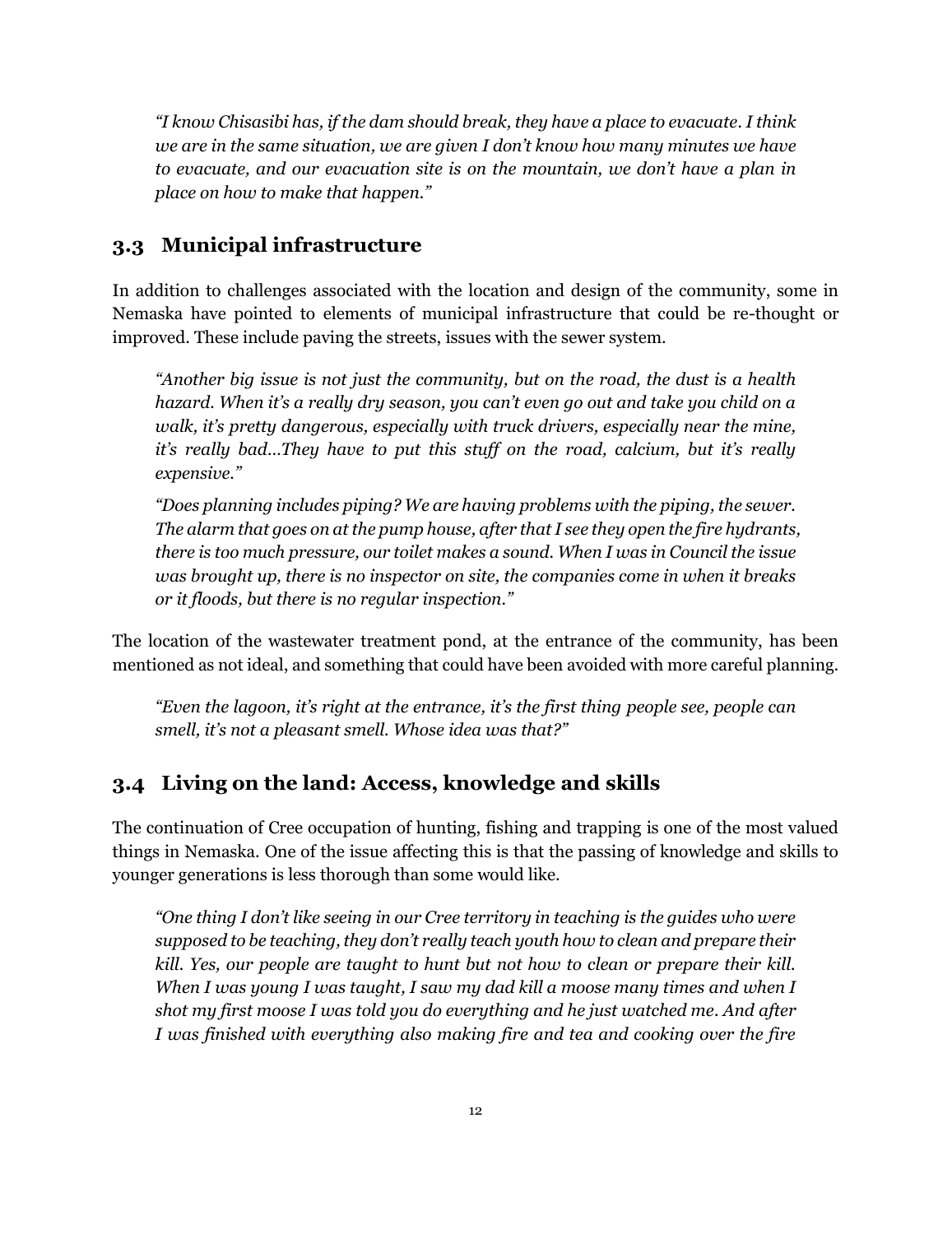*"I know Chisasibi has, if the dam should break, they have a place to evacuate. I think we are in the same situation, we are given I don't know how many minutes we have to evacuate, and our evacuation site is on the mountain, we don't have a plan in place on how to make that happen."*

## 3.3 Municipal infrastructure

In addition to challenges associated with the location and design of the community, some in Nemaska have pointed to elements of municipal infrastructure that could be re-thought or improved. These include paving the streets, issues with the sewer system.

*"Another big issue is not just the community, but on the road, the dust is a health hazard. When it's a really dry season, you can't even go out and take you child on a walk, it's pretty dangerous, especially with truck drivers, especially near the mine, it's really bad…They have to put this stuff on the road, calcium, but it's really expensive."*

*"Does planning includes piping? We are having problems with the piping, the sewer. The alarm that goes on at the pump house, after that I see they open the fire hydrants, there is too much pressure, our toilet makes a sound. When I was in Council the issue was brought up, there is no inspector on site, the companies come in when it breaks or it floods, but there is no regular inspection."*

The location of the wastewater treatment pond, at the entrance of the community, has been mentioned as not ideal, and something that could have been avoided with more careful planning.

*"Even the lagoon, it's right at the entrance, it's the first thing people see, people can smell, it's not a pleasant smell. Whose idea was that?"*

## 3.4 Living on the land: Access, knowledge and skills

The continuation of Cree occupation of hunting, fishing and trapping is one of the most valued things in Nemaska. One of the issue affecting this is that the passing of knowledge and skills to younger generations is less thorough than some would like.

*"One thing I don't like seeing in our Cree territory in teaching is the guides who were supposed to be teaching, they don't really teach youth how to clean and prepare their kill. Yes, our people are taught to hunt but not how to clean or prepare their kill. When I was young I was taught, I saw my dad kill a moose many times and when I shot my first moose I was told you do everything and he just watched me. And after I was finished with everything also making fire and tea and cooking over the fire*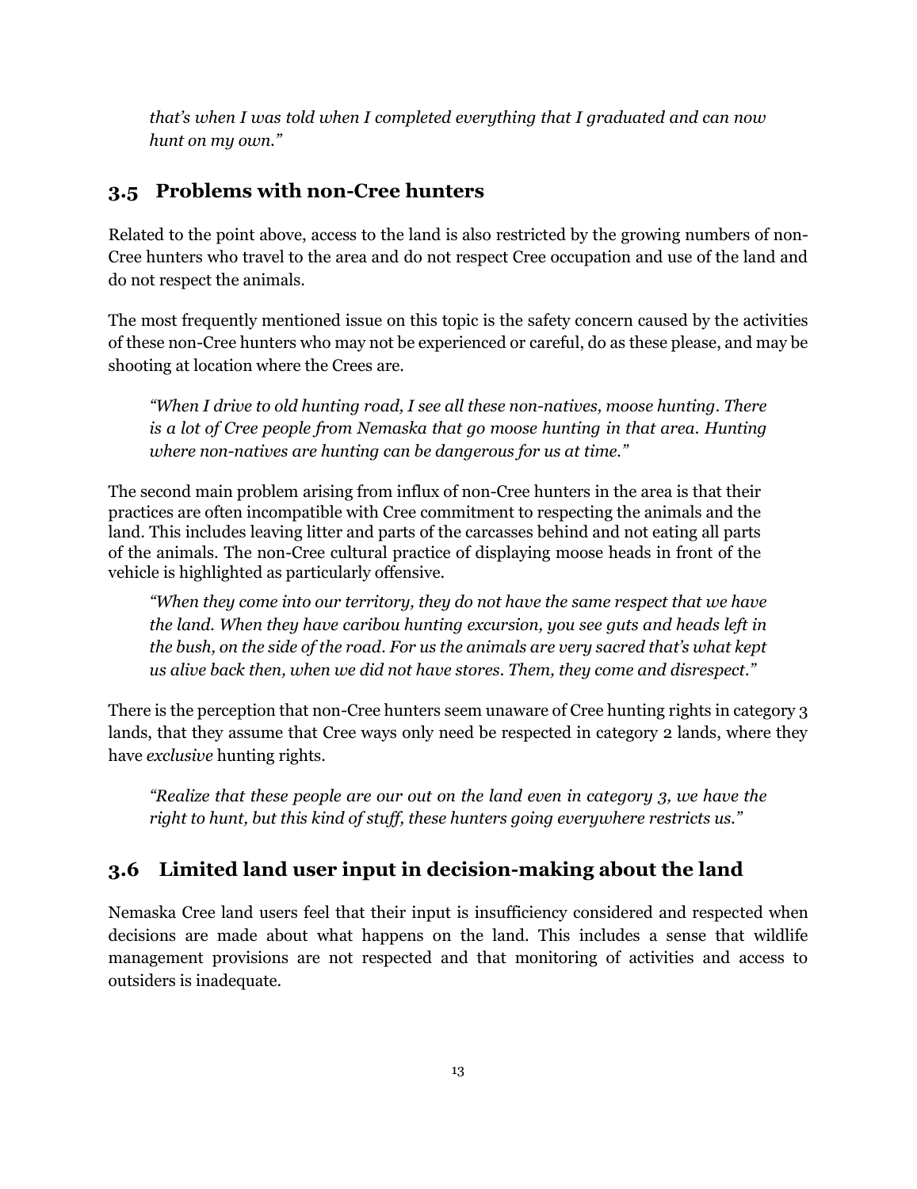*that's when I was told when I completed everything that I graduated and can now hunt on my own."*

## 3.5 Problems with non-Cree hunters

Related to the point above, access to the land is also restricted by the growing numbers of non-Cree hunters who travel to the area and do not respect Cree occupation and use of the land and do not respect the animals.

The most frequently mentioned issue on this topic is the safety concern caused by the activities of these non-Cree hunters who may not be experienced or careful, do as these please, and may be shooting at location where the Crees are.

> *"When I drive to old hunting road, I see all these non-natives, moose hunting. There is a lot of Cree people from Nemaska that go moose hunting in that area. Hunting where non-natives are hunting can be dangerous for us at time."*

The second main problem arising from influx of non-Cree hunters in the area is that their practices are often incompatible with Cree commitment to respecting the animals and the land. This includes leaving litter and parts of the carcasses behind and not eating all parts of the animals. The non-Cree cultural practice of displaying moose heads in front of the vehicle is highlighted as particularly offensive.

> *"When they come into our territory, they do not have the same respect that we have the land. When they have caribou hunting excursion, you see guts and heads left in the bush, on the side of the road. For us the animals are very sacred that's what kept us alive back then, when we did not have stores. Them, they come and disrespect."*

There is the perception that non-Cree hunters seem unaware of Cree hunting rights in category 3 lands, that they assume that Cree ways only need be respected in category 2 lands, where they have *exclusive* hunting rights.

> *"Realize that these people are our out on the land even in category 3, we have the right to hunt, but this kind of stuff, these hunters going everywhere restricts us."*

## 3.6 Limited land user input in decision-making about the land

Nemaska Cree land users feel that their input is insufficiency considered and respected when decisions are made about what happens on the land. This includes a sense that wildlife management provisions are not respected and that monitoring of activities and access to outsiders is inadequate.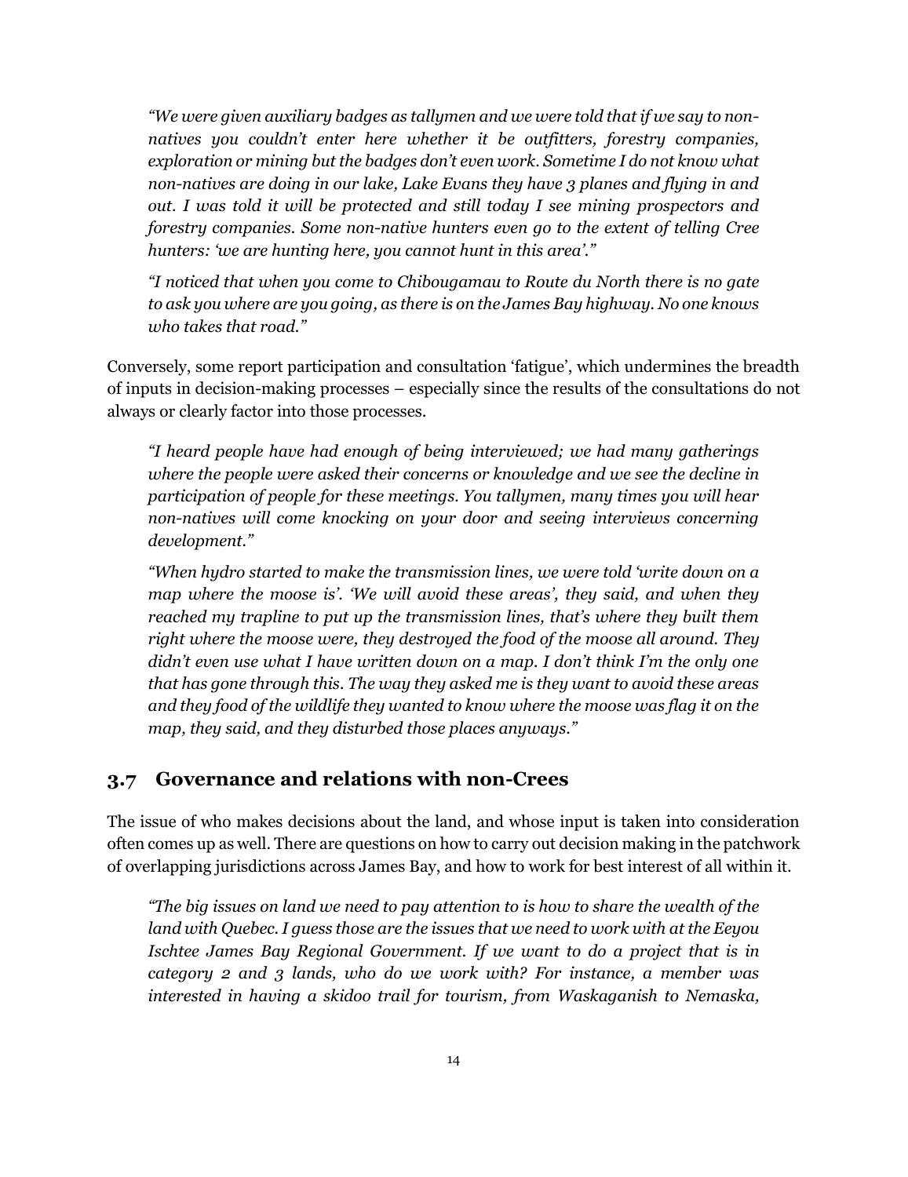*"We were given auxiliary badges as tallymen and we were told that if we say to non-natives you couldn't enter here whether it be outfitters, forestry companies, exploration or mining but the badges don't even work. Sometime I do not know what non-natives are doing in our lake, Lake Evans they have 3 planes and flying in and out. I was told it will be protected and still today I see mining prospectors and forestry companies. Some non-native hunters even go to the extent of telling Cree hunters: 'we are hunting here, you cannot hunt in this area'."*

*"I noticed that when you come to Chibougamau to Route du North there is no gate to ask you where are you going, as there is on the James Bay highway. No one knows who takes that road."*

Conversely, some report participation and consultation 'fatigue', which undermines the breadth of inputs in decision-making processes – especially since the results of the consultations do not always or clearly factor into those processes.

*"I heard people have had enough of being interviewed; we had many gatherings where the people were asked their concerns or knowledge and we see the decline in participation of people for these meetings. You tallymen, many times you will hear non-natives will come knocking on your door and seeing interviews concerning development."*

*"When hydro started to make the transmission lines, we were told 'write down on a map where the moose is'. 'We will avoid these areas', they said, and when they reached my trapline to put up the transmission lines, that's where they built them right where the moose were, they destroyed the food of the moose all around. They didn't even use what I have written down on a map. I don't think I'm the only one that has gone through this. The way they asked me is they want to avoid these areas and they food of the wildlife they wanted to know where the moose was flag it on the map, they said, and they disturbed those places anyways."*

## 3.7 Governance and relations with non-Crees

The issue of who makes decisions about the land, and whose input is taken into consideration often comes up as well. There are questions on how to carry out decision making in the patchwork of overlapping jurisdictions across James Bay, and how to work for best interest of all within it.

*"The big issues on land we need to pay attention to is how to share the wealth of the land with Quebec. I guess those are the issues that we need to work with at the Eeyou Ischtee James Bay Regional Government. If we want to do a project that is in category 2 and 3 lands, who do we work with? For instance, a member was interested in having a skidoo trail for tourism, from Waskaganish to Nemaska,*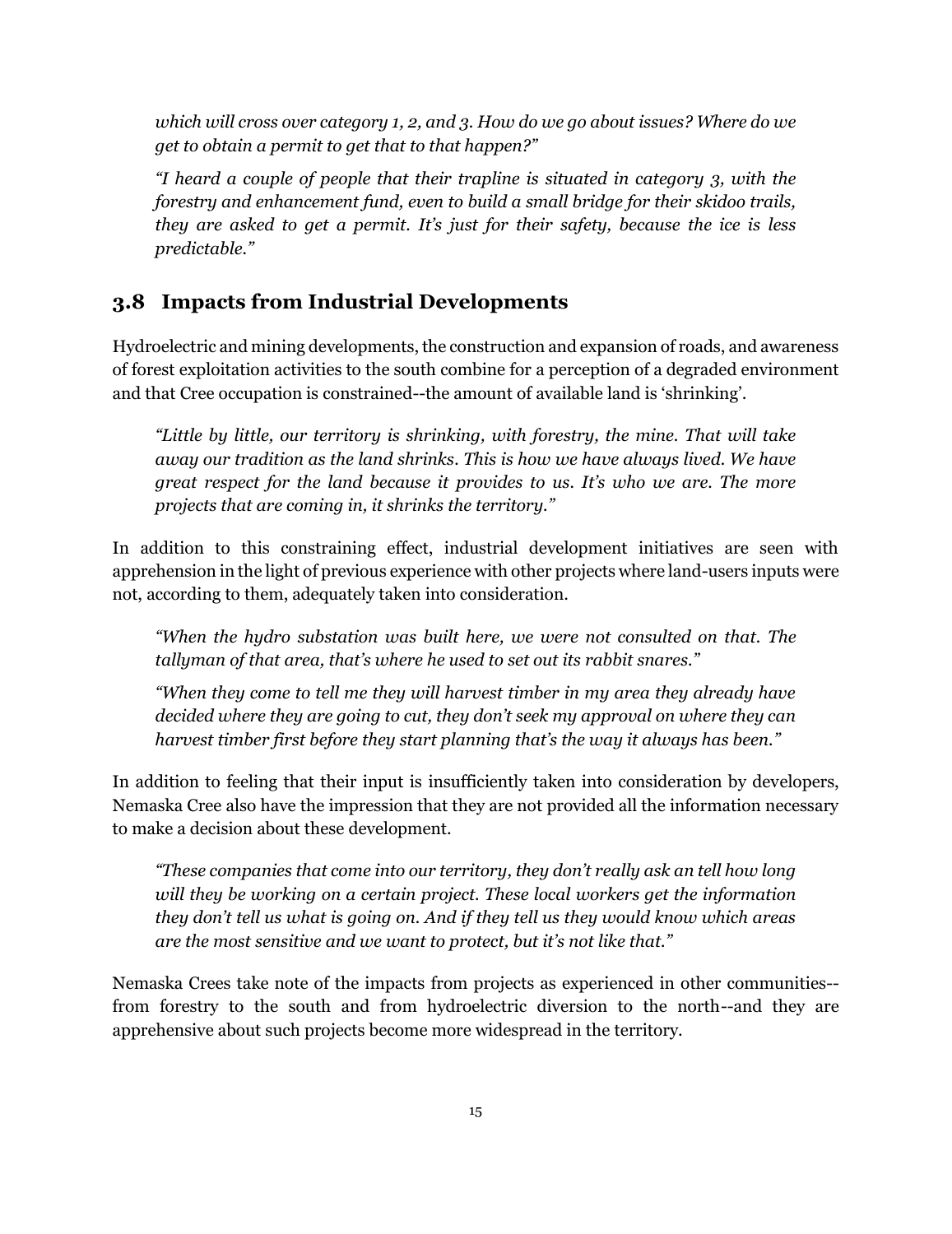*which will cross over category 1, 2, and 3. How do we go about issues? Where do we get to obtain a permit to get that to that happen?"*

*"I heard a couple of people that their trapline is situated in category 3, with the forestry and enhancement fund, even to build a small bridge for their skidoo trails, they are asked to get a permit. It's just for their safety, because the ice is less predictable."*

## 3.8 Impacts from Industrial Developments

Hydroelectric and mining developments, the construction and expansion of roads, and awareness of forest exploitation activities to the south combine for a perception of a degraded environment and that Cree occupation is constrained--the amount of available land is 'shrinking'.

*"Little by little, our territory is shrinking, with forestry, the mine. That will take away our tradition as the land shrinks. This is how we have always lived. We have great respect for the land because it provides to us. It's who we are. The more projects that are coming in, it shrinks the territory."*

In addition to this constraining effect, industrial development initiatives are seen with apprehension in the light of previous experience with other projects where land-users inputs were not, according to them, adequately taken into consideration.

*"When the hydro substation was built here, we were not consulted on that. The tallyman of that area, that's where he used to set out its rabbit snares."*

*"When they come to tell me they will harvest timber in my area they already have decided where they are going to cut, they don't seek my approval on where they can harvest timber first before they start planning that's the way it always has been."*

In addition to feeling that their input is insufficiently taken into consideration by developers, Nemaska Cree also have the impression that they are not provided all the information necessary to make a decision about these development.

*"These companies that come into our territory, they don't really ask an tell how long will they be working on a certain project. These local workers get the information they don't tell us what is going on. And if they tell us they would know which areas are the most sensitive and we want to protect, but it's not like that."*

Nemaska Crees take note of the impacts from projects as experienced in other communities--from forestry to the south and from hydroelectric diversion to the north--and they are apprehensive about such projects become more widespread in the territory.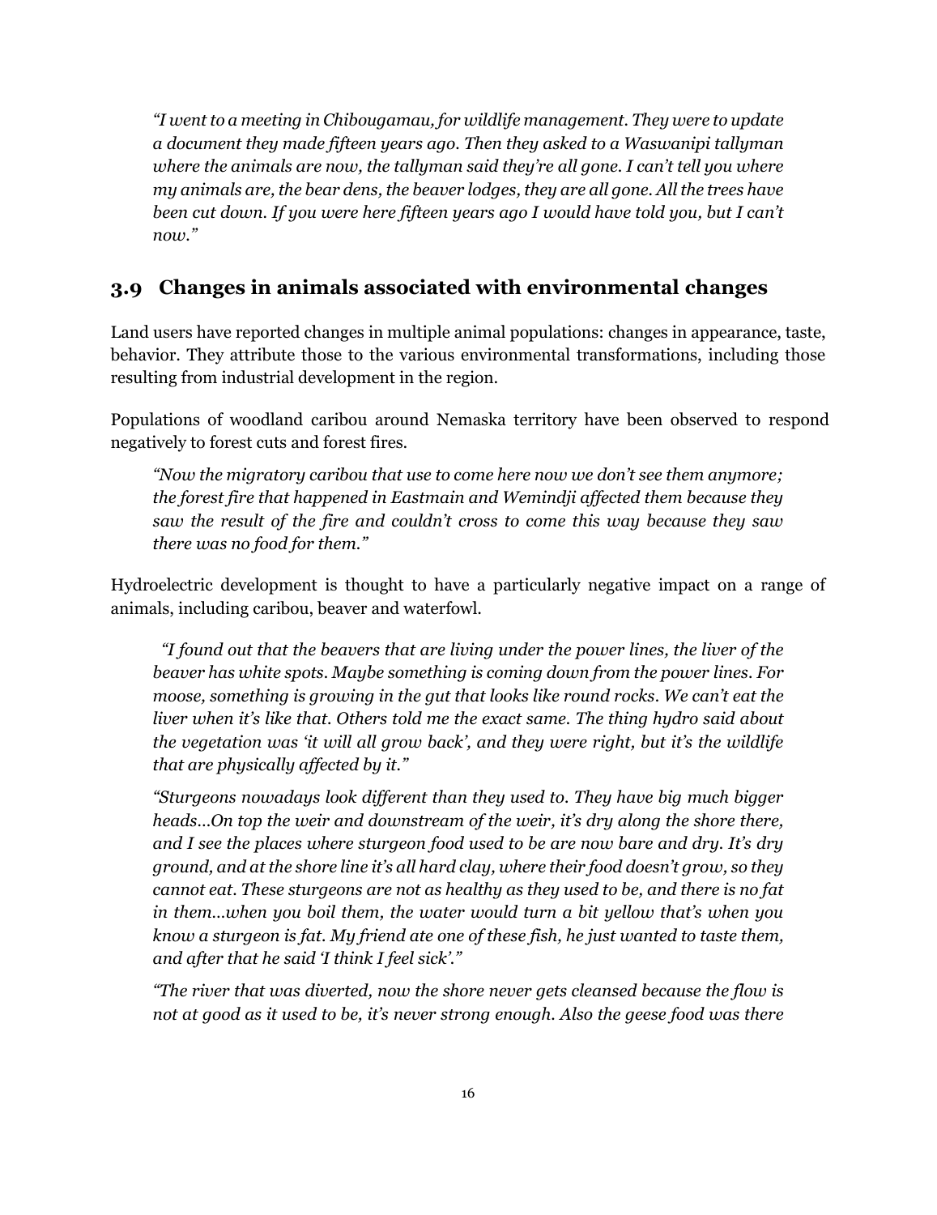*"I went to a meeting in Chibougamau, for wildlife management. They were to update a document they made fifteen years ago. Then they asked to a Waswanipi tallyman where the animals are now, the tallyman said they're all gone. I can't tell you where my animals are, the bear dens, the beaver lodges, they are all gone. All the trees have been cut down. If you were here fifteen years ago I would have told you, but I can't now."*

## 3.9 Changes in animals associated with environmental changes

Land users have reported changes in multiple animal populations: changes in appearance, taste, behavior. They attribute those to the various environmental transformations, including those resulting from industrial development in the region.

Populations of woodland caribou around Nemaska territory have been observed to respond negatively to forest cuts and forest fires.

*"Now the migratory caribou that use to come here now we don't see them anymore; the forest fire that happened in Eastmain and Wemindji affected them because they saw the result of the fire and couldn't cross to come this way because they saw there was no food for them."*

Hydroelectric development is thought to have a particularly negative impact on a range of animals, including caribou, beaver and waterfowl.

*"I found out that the beavers that are living under the power lines, the liver of the beaver has white spots. Maybe something is coming down from the power lines. For moose, something is growing in the gut that looks like round rocks. We can't eat the liver when it's like that. Others told me the exact same. The thing hydro said about the vegetation was 'it will all grow back', and they were right, but it's the wildlife that are physically affected by it."*

*"Sturgeons nowadays look different than they used to. They have big much bigger heads…On top the weir and downstream of the weir, it's dry along the shore there, and I see the places where sturgeon food used to be are now bare and dry. It's dry ground, and at the shore line it's all hard clay, where their food doesn't grow, so they cannot eat. These sturgeons are not as healthy as they used to be, and there is no fat in them…when you boil them, the water would turn a bit yellow that's when you know a sturgeon is fat. My friend ate one of these fish, he just wanted to taste them, and after that he said 'I think I feel sick'."*

*"The river that was diverted, now the shore never gets cleansed because the flow is not at good as it used to be, it's never strong enough. Also the geese food was there*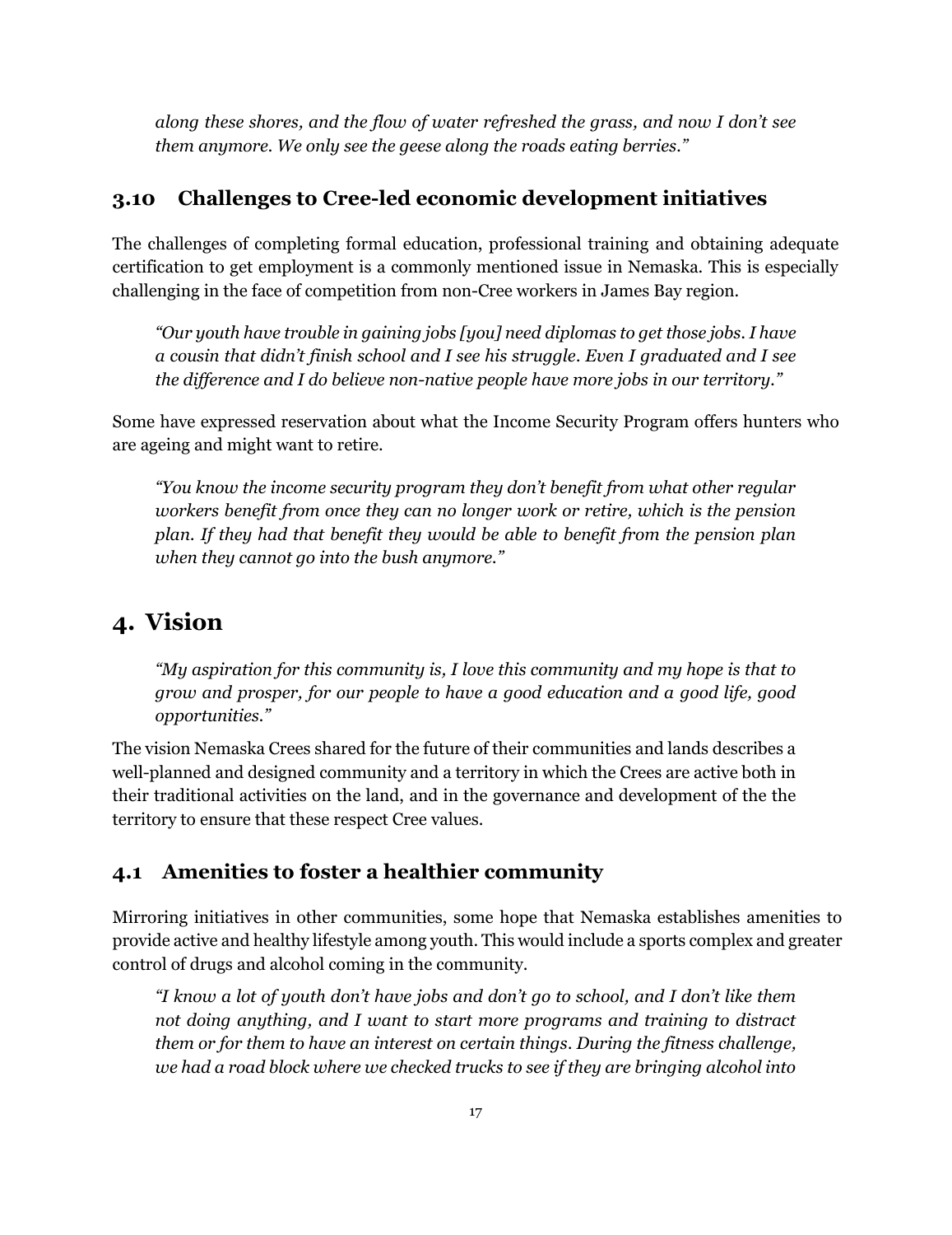*along these shores, and the flow of water refreshed the grass, and now I don't see them anymore. We only see the geese along the roads eating berries."*

### 3.10 Challenges to Cree-led economic development initiatives

The challenges of completing formal education, professional training and obtaining adequate certification to get employment is a commonly mentioned issue in Nemaska. This is especially challenging in the face of competition from non-Cree workers in James Bay region.

> *"Our youth have trouble in gaining jobs [you] need diplomas to get those jobs. I have a cousin that didn't finish school and I see his struggle. Even I graduated and I see the difference and I do believe non-native people have more jobs in our territory."*

Some have expressed reservation about what the Income Security Program offers hunters who are ageing and might want to retire.

> *"You know the income security program they don't benefit from what other regular workers benefit from once they can no longer work or retire, which is the pension plan. If they had that benefit they would be able to benefit from the pension plan when they cannot go into the bush anymore."*

## 4. Vision

> *"My aspiration for this community is, I love this community and my hope is that to grow and prosper, for our people to have a good education and a good life, good opportunities."*

The vision Nemaska Crees shared for the future of their communities and lands describes a well-planned and designed community and a territory in which the Crees are active both in their traditional activities on the land, and in the governance and development of the the territory to ensure that these respect Cree values.

### 4.1 Amenities to foster a healthier community

Mirroring initiatives in other communities, some hope that Nemaska establishes amenities to provide active and healthy lifestyle among youth. This would include a sports complex and greater control of drugs and alcohol coming in the community.

> *"I know a lot of youth don't have jobs and don't go to school, and I don't like them not doing anything, and I want to start more programs and training to distract them or for them to have an interest on certain things. During the fitness challenge, we had a road block where we checked trucks to see if they are bringing alcohol into*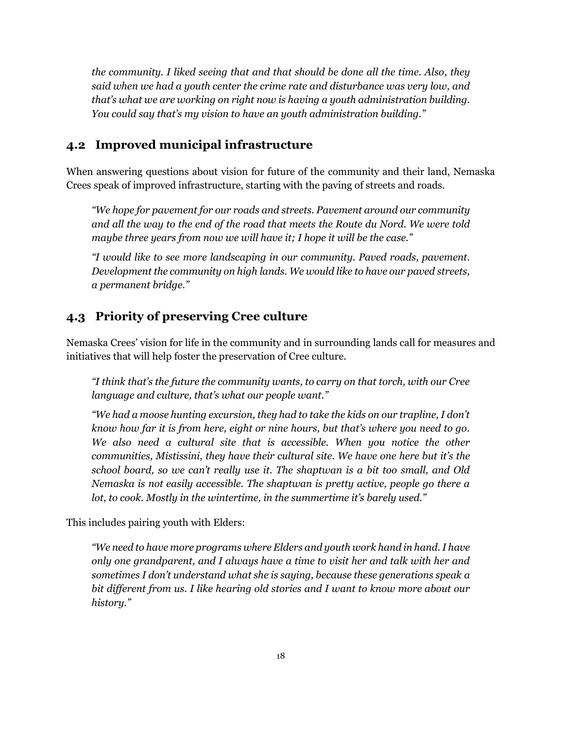*the community. I liked seeing that and that should be done all the time. Also, they said when we had a youth center the crime rate and disturbance was very low, and that's what we are working on right now is having a youth administration building. You could say that's my vision to have an youth administration building."*

## 4.2 Improved municipal infrastructure

When answering questions about vision for future of the community and their land, Nemaska Crees speak of improved infrastructure, starting with the paving of streets and roads.

> *"We hope for pavement for our roads and streets. Pavement around our community and all the way to the end of the road that meets the Route du Nord. We were told maybe three years from now we will have it; I hope it will be the case."*
>
> *"I would like to see more landscaping in our community. Paved roads, pavement. Development the community on high lands. We would like to have our paved streets, a permanent bridge."*

## 4.3 Priority of preserving Cree culture

Nemaska Crees' vision for life in the community and in surrounding lands call for measures and initiatives that will help foster the preservation of Cree culture.

> *"I think that's the future the community wants, to carry on that torch, with our Cree language and culture, that's what our people want."*
>
> *"We had a moose hunting excursion, they had to take the kids on our trapline, I don't know how far it is from here, eight or nine hours, but that's where you need to go. We also need a cultural site that is accessible. When you notice the other communities, Mistissini, they have their cultural site. We have one here but it's the school board, so we can't really use it. The shaptwan is a bit too small, and Old Nemaska is not easily accessible. The shaptwan is pretty active, people go there a lot, to cook. Mostly in the wintertime, in the summertime it's barely used."*

This includes pairing youth with Elders:

> *"We need to have more programs where Elders and youth work hand in hand. I have only one grandparent, and I always have a time to visit her and talk with her and sometimes I don't understand what she is saying, because these generations speak a bit different from us. I like hearing old stories and I want to know more about our history."*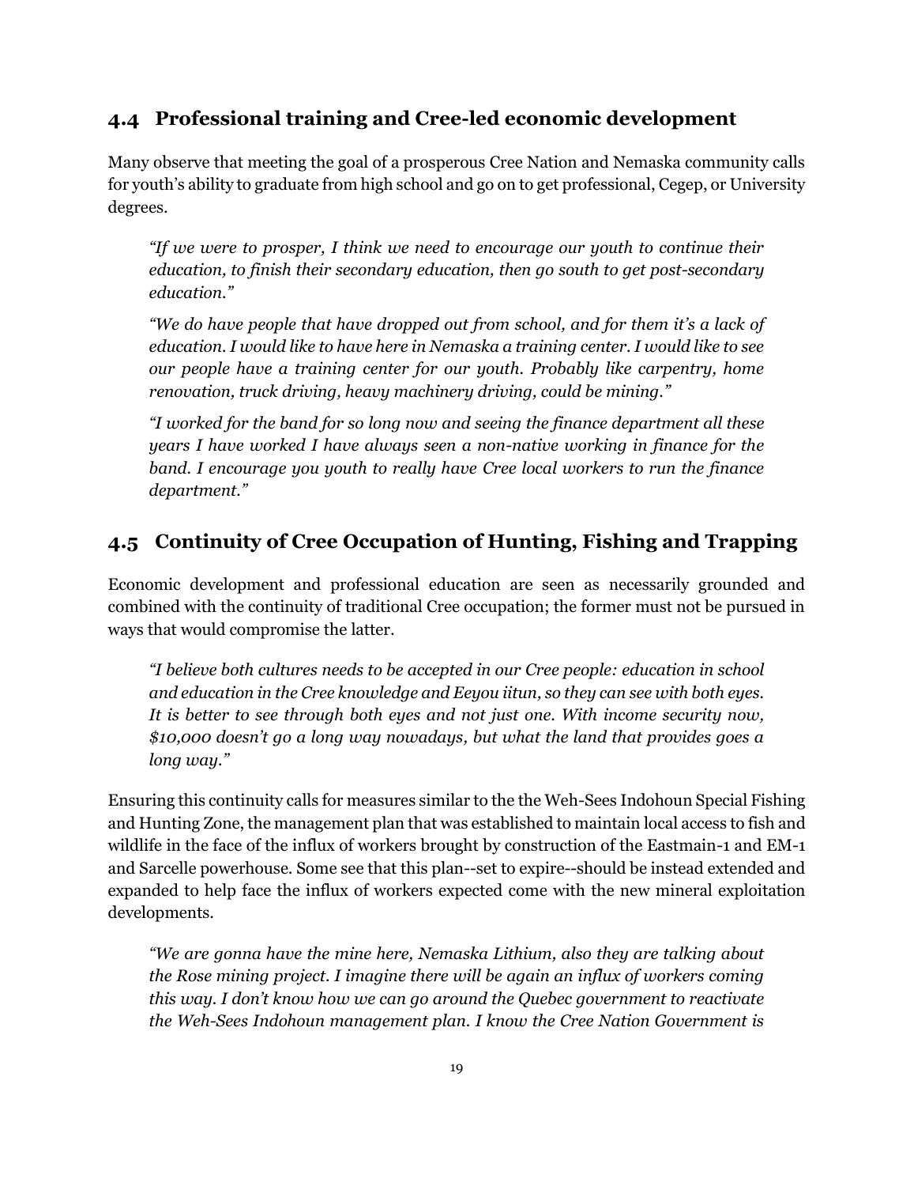## 4.4 Professional training and Cree-led economic development

Many observe that meeting the goal of a prosperous Cree Nation and Nemaska community calls for youth's ability to graduate from high school and go on to get professional, Cegep, or University degrees.

> *"If we were to prosper, I think we need to encourage our youth to continue their education, to finish their secondary education, then go south to get post-secondary education."*
>
> *"We do have people that have dropped out from school, and for them it's a lack of education. I would like to have here in Nemaska a training center. I would like to see our people have a training center for our youth. Probably like carpentry, home renovation, truck driving, heavy machinery driving, could be mining."*
>
> *"I worked for the band for so long now and seeing the finance department all these years I have worked I have always seen a non-native working in finance for the band. I encourage you youth to really have Cree local workers to run the finance department."*

## 4.5 Continuity of Cree Occupation of Hunting, Fishing and Trapping

Economic development and professional education are seen as necessarily grounded and combined with the continuity of traditional Cree occupation; the former must not be pursued in ways that would compromise the latter.

> *"I believe both cultures needs to be accepted in our Cree people: education in school and education in the Cree knowledge and Eeyou iitun, so they can see with both eyes. It is better to see through both eyes and not just one. With income security now, $10,000 doesn't go a long way nowadays, but what the land that provides goes a long way."*

Ensuring this continuity calls for measures similar to the the Weh-Sees Indohoun Special Fishing and Hunting Zone, the management plan that was established to maintain local access to fish and wildlife in the face of the influx of workers brought by construction of the Eastmain-1 and EM-1 and Sarcelle powerhouse. Some see that this plan--set to expire--should be instead extended and expanded to help face the influx of workers expected come with the new mineral exploitation developments.

> *"We are gonna have the mine here, Nemaska Lithium, also they are talking about the Rose mining project. I imagine there will be again an influx of workers coming this way. I don't know how we can go around the Quebec government to reactivate the Weh-Sees Indohoun management plan. I know the Cree Nation Government is*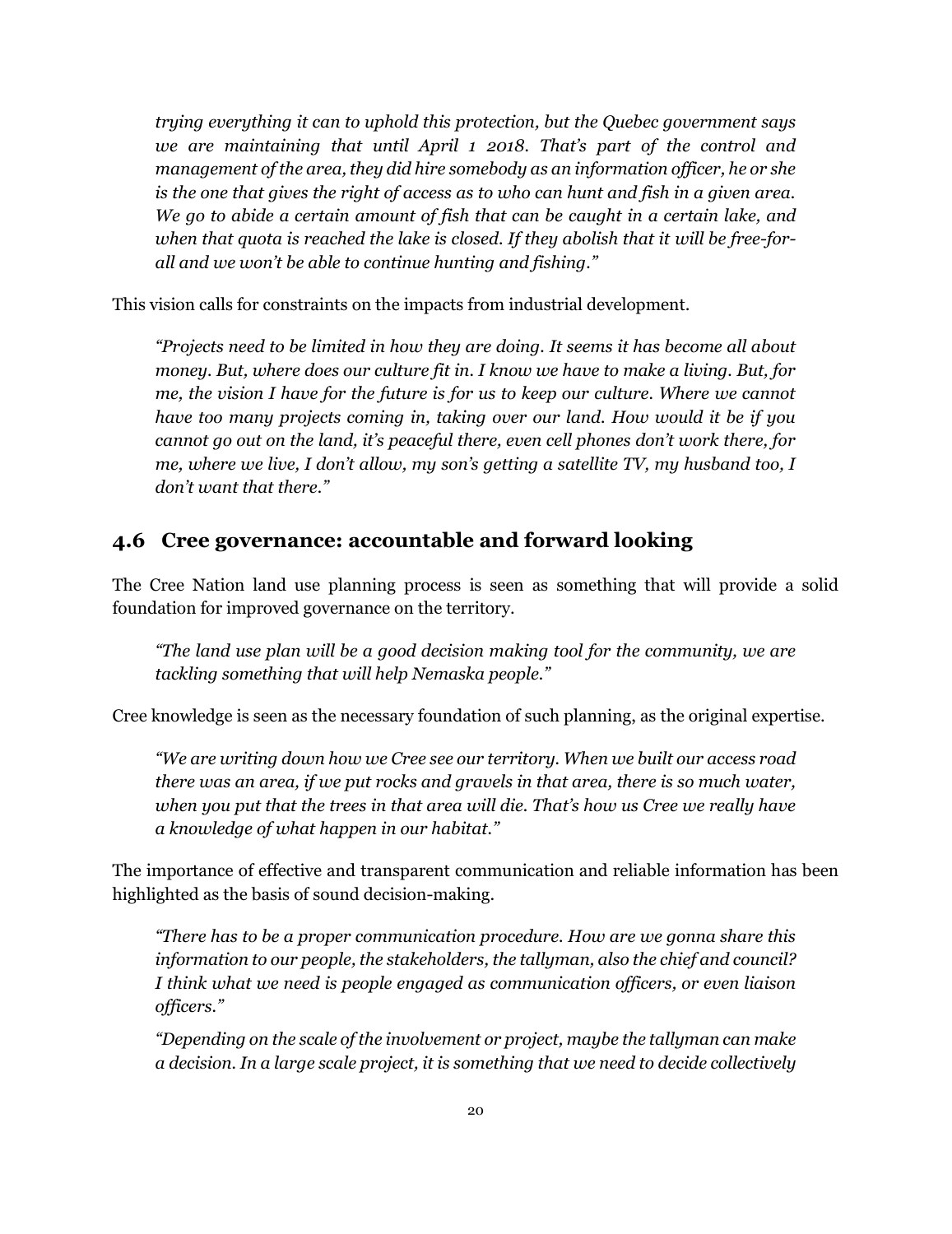*trying everything it can to uphold this protection, but the Quebec government says we are maintaining that until April 1 2018. That's part of the control and management of the area, they did hire somebody as an information officer, he or she is the one that gives the right of access as to who can hunt and fish in a given area. We go to abide a certain amount of fish that can be caught in a certain lake, and when that quota is reached the lake is closed. If they abolish that it will be free-for-all and we won't be able to continue hunting and fishing."*

This vision calls for constraints on the impacts from industrial development.

> *"Projects need to be limited in how they are doing. It seems it has become all about money. But, where does our culture fit in. I know we have to make a living. But, for me, the vision I have for the future is for us to keep our culture. Where we cannot have too many projects coming in, taking over our land. How would it be if you cannot go out on the land, it's peaceful there, even cell phones don't work there, for me, where we live, I don't allow, my son's getting a satellite TV, my husband too, I don't want that there."*

## 4.6 Cree governance: accountable and forward looking

The Cree Nation land use planning process is seen as something that will provide a solid foundation for improved governance on the territory.

> *"The land use plan will be a good decision making tool for the community, we are tackling something that will help Nemaska people."*

Cree knowledge is seen as the necessary foundation of such planning, as the original expertise.

> *"We are writing down how we Cree see our territory. When we built our access road there was an area, if we put rocks and gravels in that area, there is so much water, when you put that the trees in that area will die. That's how us Cree we really have a knowledge of what happen in our habitat."*

The importance of effective and transparent communication and reliable information has been highlighted as the basis of sound decision-making.

> *"There has to be a proper communication procedure. How are we gonna share this information to our people, the stakeholders, the tallyman, also the chief and council? I think what we need is people engaged as communication officers, or even liaison officers."*
>
> *"Depending on the scale of the involvement or project, maybe the tallyman can make a decision. In a large scale project, it is something that we need to decide collectively*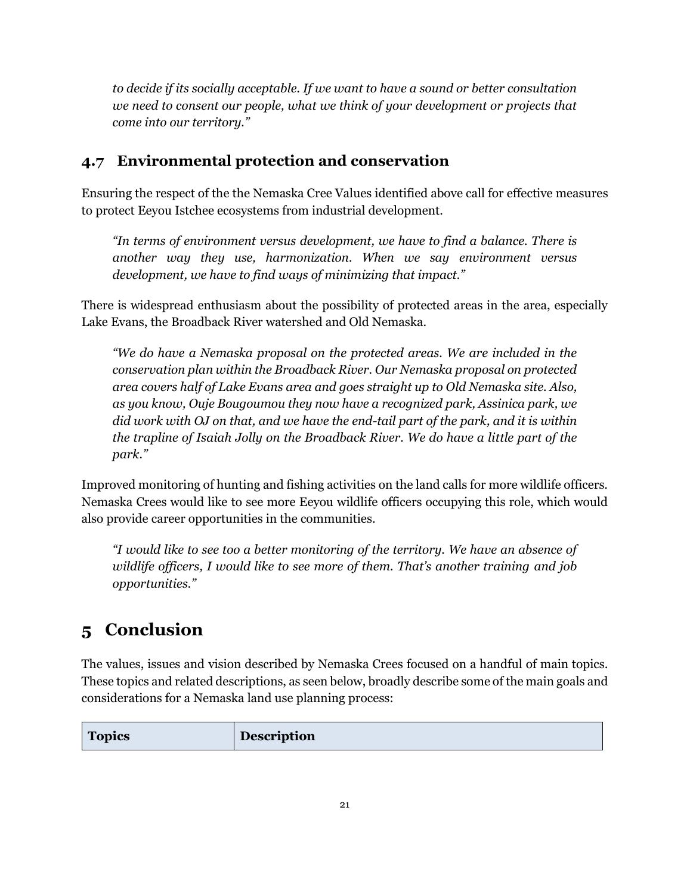*to decide if its socially acceptable. If we want to have a sound or better consultation we need to consent our people, what we think of your development or projects that come into our territory."*

## 4.7 Environmental protection and conservation

Ensuring the respect of the the Nemaska Cree Values identified above call for effective measures to protect Eeyou Istchee ecosystems from industrial development.

> *"In terms of environment versus development, we have to find a balance. There is another way they use, harmonization. When we say environment versus development, we have to find ways of minimizing that impact."*

There is widespread enthusiasm about the possibility of protected areas in the area, especially Lake Evans, the Broadback River watershed and Old Nemaska.

> *"We do have a Nemaska proposal on the protected areas. We are included in the conservation plan within the Broadback River. Our Nemaska proposal on protected area covers half of Lake Evans area and goes straight up to Old Nemaska site. Also, as you know, Ouje Bougoumou they now have a recognized park, Assinica park, we did work with OJ on that, and we have the end-tail part of the park, and it is within the trapline of Isaiah Jolly on the Broadback River. We do have a little part of the park."*

Improved monitoring of hunting and fishing activities on the land calls for more wildlife officers. Nemaska Crees would like to see more Eeyou wildlife officers occupying this role, which would also provide career opportunities in the communities.

> *"I would like to see too a better monitoring of the territory. We have an absence of wildlife officers, I would like to see more of them. That's another training and job opportunities."*

# 5 Conclusion

The values, issues and vision described by Nemaska Crees focused on a handful of main topics. These topics and related descriptions, as seen below, broadly describe some of the main goals and considerations for a Nemaska land use planning process:

| Topics | Description |
| --- | --- |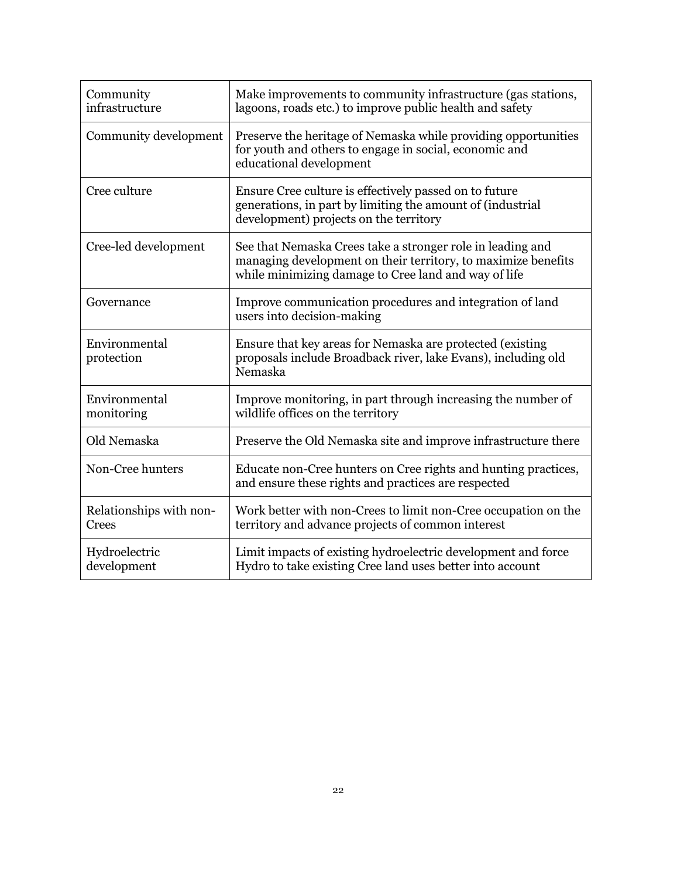| | |
|---|---|
| Community infrastructure | Make improvements to community infrastructure (gas stations, lagoons, roads etc.) to improve public health and safety |
| Community development | Preserve the heritage of Nemaska while providing opportunities for youth and others to engage in social, economic and educational development |
| Cree culture | Ensure Cree culture is effectively passed on to future generations, in part by limiting the amount of (industrial development) projects on the territory |
| Cree-led development | See that Nemaska Crees take a stronger role in leading and managing development on their territory, to maximize benefits while minimizing damage to Cree land and way of life |
| Governance | Improve communication procedures and integration of land users into decision-making |
| Environmental protection | Ensure that key areas for Nemaska are protected (existing proposals include Broadback river, lake Evans), including old Nemaska |
| Environmental monitoring | Improve monitoring, in part through increasing the number of wildlife offices on the territory |
| Old Nemaska | Preserve the Old Nemaska site and improve infrastructure there |
| Non-Cree hunters | Educate non-Cree hunters on Cree rights and hunting practices, and ensure these rights and practices are respected |
| Relationships with non-Crees | Work better with non-Crees to limit non-Cree occupation on the territory and advance projects of common interest |
| Hydroelectric development | Limit impacts of existing hydroelectric development and force Hydro to take existing Cree land uses better into account |